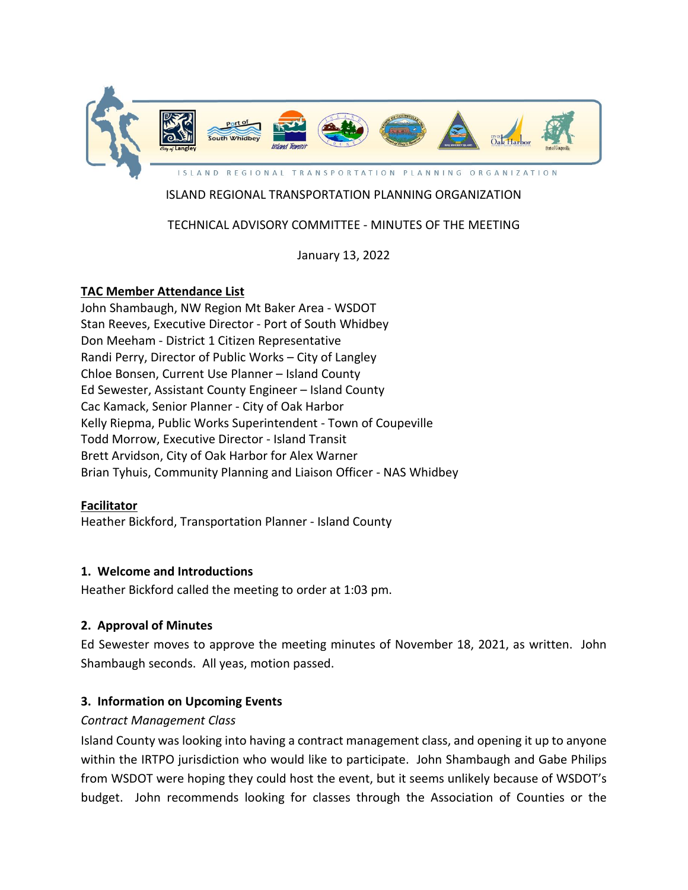ISLAND REGIONAL TRANSPORTATION PLANNING ORGANIZATION

ISLAND REGIONAL TRANSPORTATION PLANNING ORGANIZATION

TECHNICAL ADVISORY COMMITTEE - MINUTES OF THE MEETING

January 13, 2022

**TAC Member Attendance List**

John Shambaugh, NW Region Mt Baker Area - WSDOT
Stan Reeves, Executive Director - Port of South Whidbey
Don Meeham - District 1 Citizen Representative
Randi Perry, Director of Public Works – City of Langley
Chloe Bonsen, Current Use Planner – Island County
Ed Sewester, Assistant County Engineer – Island County
Cac Kamack, Senior Planner - City of Oak Harbor
Kelly Riepma, Public Works Superintendent - Town of Coupeville
Todd Morrow, Executive Director - Island Transit
Brett Arvidson, City of Oak Harbor for Alex Warner
Brian Tyhuis, Community Planning and Liaison Officer - NAS Whidbey

**Facilitator**

Heather Bickford, Transportation Planner - Island County

## 1. Welcome and Introductions

Heather Bickford called the meeting to order at 1:03 pm.

## 2. Approval of Minutes

Ed Sewester moves to approve the meeting minutes of November 18, 2021, as written. John Shambaugh seconds. All yeas, motion passed.

## 3. Information on Upcoming Events

*Contract Management Class*

Island County was looking into having a contract management class, and opening it up to anyone within the IRTPO jurisdiction who would like to participate. John Shambaugh and Gabe Philips from WSDOT were hoping they could host the event, but it seems unlikely because of WSDOT's budget. John recommends looking for classes through the Association of Counties or the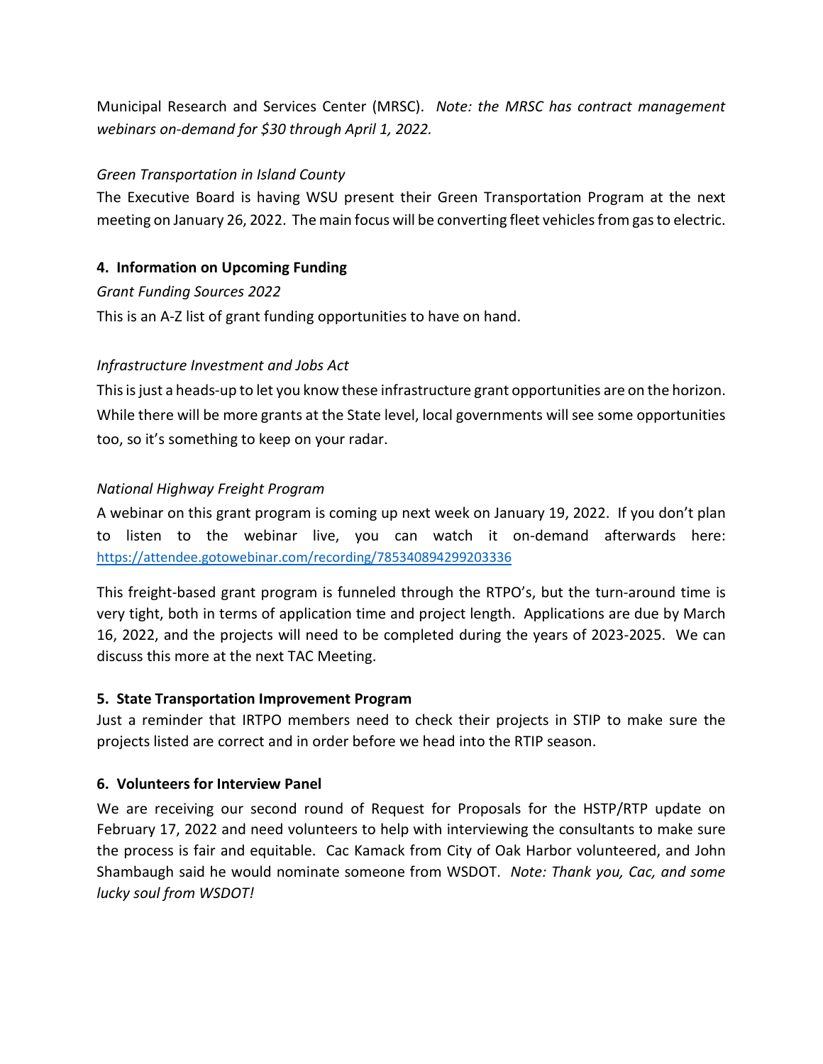Municipal Research and Services Center (MRSC). *Note: the MRSC has contract management webinars on-demand for $30 through April 1, 2022.*

*Green Transportation in Island County*

The Executive Board is having WSU present their Green Transportation Program at the next meeting on January 26, 2022. The main focus will be converting fleet vehicles from gas to electric.

**4. Information on Upcoming Funding**

*Grant Funding Sources 2022*

This is an A-Z list of grant funding opportunities to have on hand.

*Infrastructure Investment and Jobs Act*

This is just a heads-up to let you know these infrastructure grant opportunities are on the horizon. While there will be more grants at the State level, local governments will see some opportunities too, so it's something to keep on your radar.

*National Highway Freight Program*

A webinar on this grant program is coming up next week on January 19, 2022. If you don't plan to listen to the webinar live, you can watch it on-demand afterwards here: https://attendee.gotowebinar.com/recording/785340894299203336

This freight-based grant program is funneled through the RTPO's, but the turn-around time is very tight, both in terms of application time and project length. Applications are due by March 16, 2022, and the projects will need to be completed during the years of 2023-2025. We can discuss this more at the next TAC Meeting.

**5. State Transportation Improvement Program**

Just a reminder that IRTPO members need to check their projects in STIP to make sure the projects listed are correct and in order before we head into the RTIP season.

**6. Volunteers for Interview Panel**

We are receiving our second round of Request for Proposals for the HSTP/RTP update on February 17, 2022 and need volunteers to help with interviewing the consultants to make sure the process is fair and equitable. Cac Kamack from City of Oak Harbor volunteered, and John Shambaugh said he would nominate someone from WSDOT. *Note: Thank you, Cac, and some lucky soul from WSDOT!*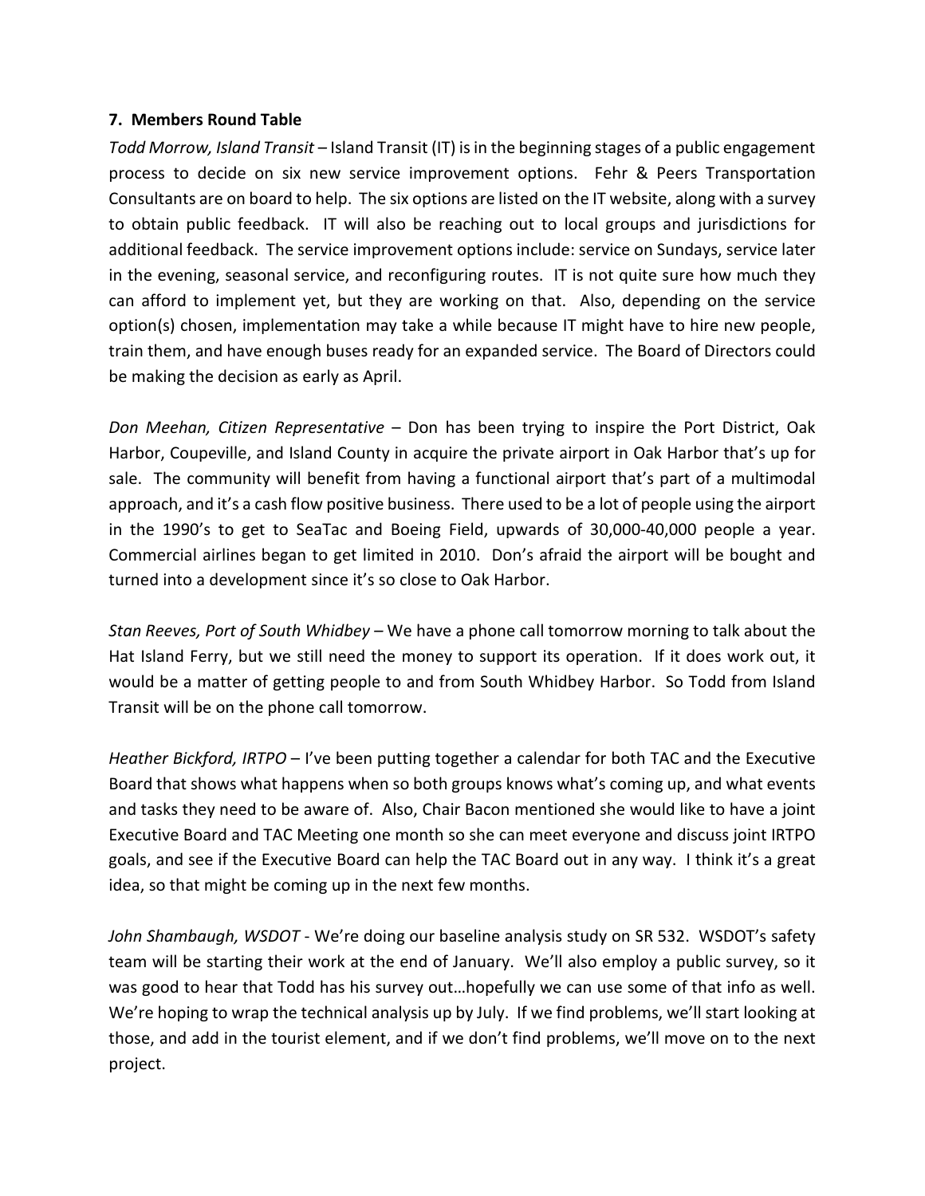**7. Members Round Table**

*Todd Morrow, Island Transit* – Island Transit (IT) is in the beginning stages of a public engagement process to decide on six new service improvement options. Fehr & Peers Transportation Consultants are on board to help. The six options are listed on the IT website, along with a survey to obtain public feedback. IT will also be reaching out to local groups and jurisdictions for additional feedback. The service improvement options include: service on Sundays, service later in the evening, seasonal service, and reconfiguring routes. IT is not quite sure how much they can afford to implement yet, but they are working on that. Also, depending on the service option(s) chosen, implementation may take a while because IT might have to hire new people, train them, and have enough buses ready for an expanded service. The Board of Directors could be making the decision as early as April.

*Don Meehan, Citizen Representative* – Don has been trying to inspire the Port District, Oak Harbor, Coupeville, and Island County in acquire the private airport in Oak Harbor that's up for sale. The community will benefit from having a functional airport that's part of a multimodal approach, and it's a cash flow positive business. There used to be a lot of people using the airport in the 1990's to get to SeaTac and Boeing Field, upwards of 30,000-40,000 people a year. Commercial airlines began to get limited in 2010. Don's afraid the airport will be bought and turned into a development since it's so close to Oak Harbor.

*Stan Reeves, Port of South Whidbey* – We have a phone call tomorrow morning to talk about the Hat Island Ferry, but we still need the money to support its operation. If it does work out, it would be a matter of getting people to and from South Whidbey Harbor. So Todd from Island Transit will be on the phone call tomorrow.

*Heather Bickford, IRTPO* – I've been putting together a calendar for both TAC and the Executive Board that shows what happens when so both groups knows what's coming up, and what events and tasks they need to be aware of. Also, Chair Bacon mentioned she would like to have a joint Executive Board and TAC Meeting one month so she can meet everyone and discuss joint IRTPO goals, and see if the Executive Board can help the TAC Board out in any way. I think it's a great idea, so that might be coming up in the next few months.

*John Shambaugh, WSDOT* - We're doing our baseline analysis study on SR 532. WSDOT's safety team will be starting their work at the end of January. We'll also employ a public survey, so it was good to hear that Todd has his survey out…hopefully we can use some of that info as well. We're hoping to wrap the technical analysis up by July. If we find problems, we'll start looking at those, and add in the tourist element, and if we don't find problems, we'll move on to the next project.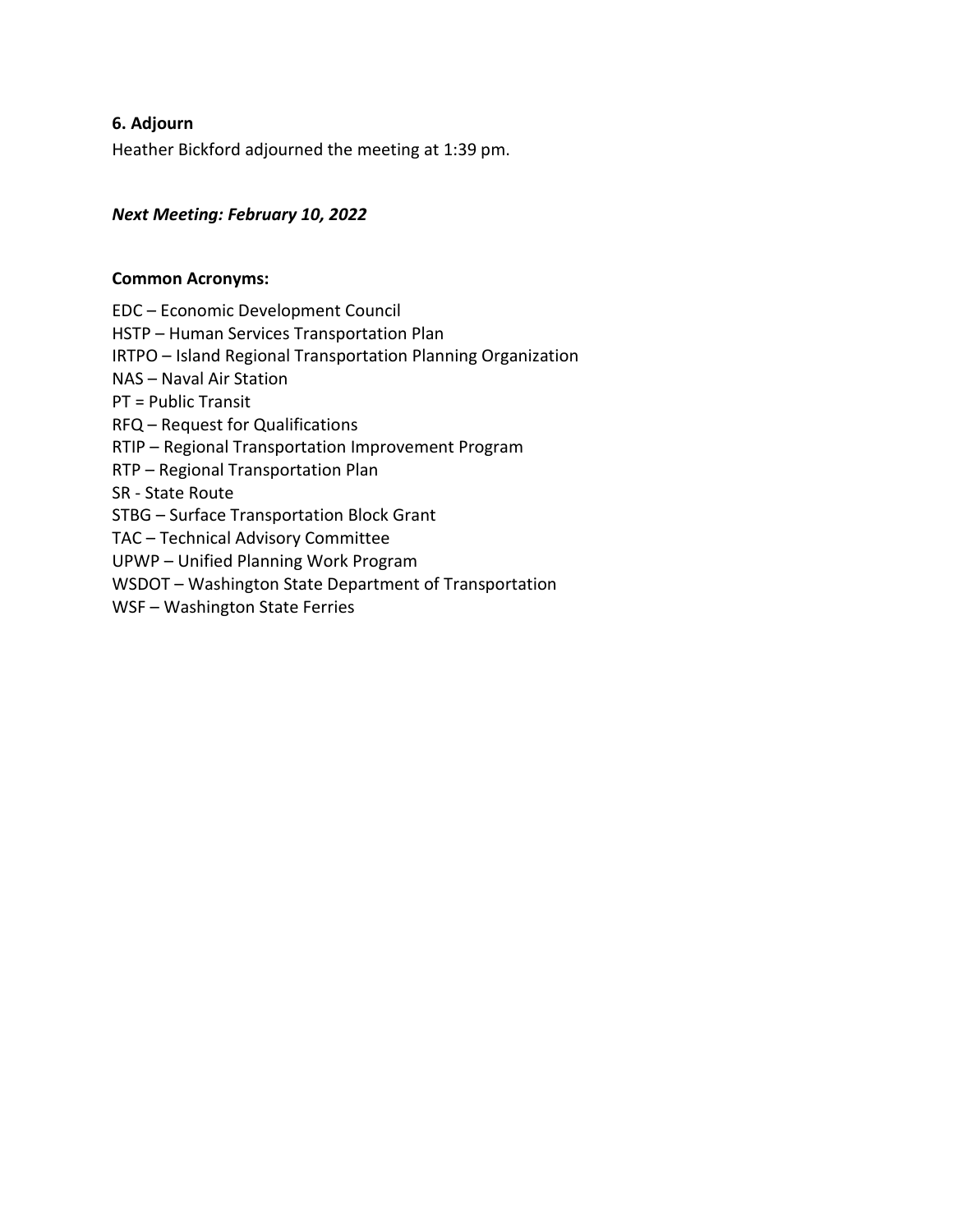**6. Adjourn**

Heather Bickford adjourned the meeting at 1:39 pm.

***Next Meeting: February 10, 2022***

**Common Acronyms:**

EDC – Economic Development Council
HSTP – Human Services Transportation Plan
IRTPO – Island Regional Transportation Planning Organization
NAS – Naval Air Station
PT = Public Transit
RFQ – Request for Qualifications
RTIP – Regional Transportation Improvement Program
RTP – Regional Transportation Plan
SR - State Route
STBG – Surface Transportation Block Grant
TAC – Technical Advisory Committee
UPWP – Unified Planning Work Program
WSDOT – Washington State Department of Transportation
WSF – Washington State Ferries